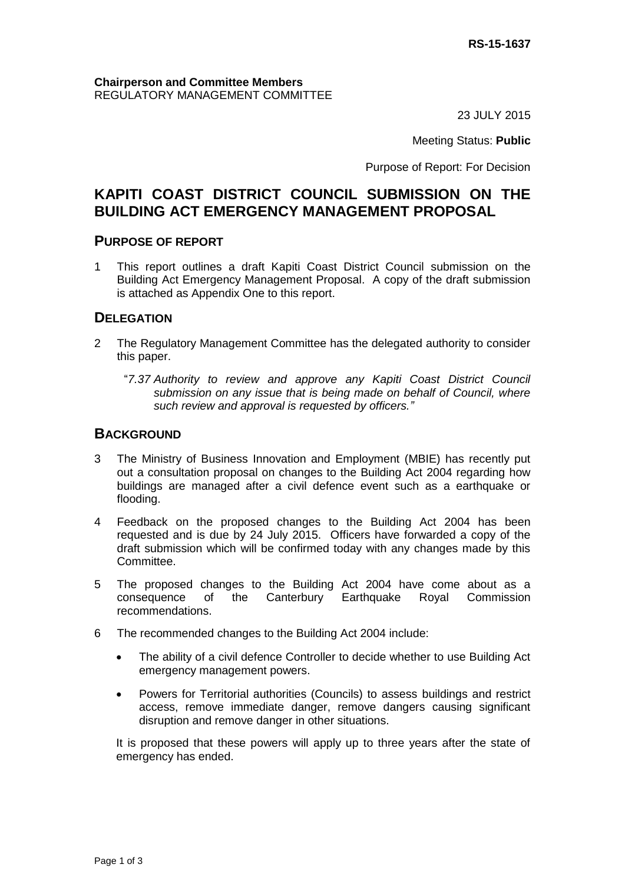**RS-15-1637**

**Chairperson and Committee Members**
REGULATORY MANAGEMENT COMMITTEE

23 JULY 2015

Meeting Status: **Public**

Purpose of Report: For Decision

# KAPITI COAST DISTRICT COUNCIL SUBMISSION ON THE BUILDING ACT EMERGENCY MANAGEMENT PROPOSAL

## PURPOSE OF REPORT

1 This report outlines a draft Kapiti Coast District Council submission on the Building Act Emergency Management Proposal. A copy of the draft submission is attached as Appendix One to this report.

## DELEGATION

2 The Regulatory Management Committee has the delegated authority to consider this paper.

"*7.37 Authority to review and approve any Kapiti Coast District Council submission on any issue that is being made on behalf of Council, where such review and approval is requested by officers.*"

## BACKGROUND

3 The Ministry of Business Innovation and Employment (MBIE) has recently put out a consultation proposal on changes to the Building Act 2004 regarding how buildings are managed after a civil defence event such as a earthquake or flooding.

4 Feedback on the proposed changes to the Building Act 2004 has been requested and is due by 24 July 2015. Officers have forwarded a copy of the draft submission which will be confirmed today with any changes made by this Committee.

5 The proposed changes to the Building Act 2004 have come about as a consequence of the Canterbury Earthquake Royal Commission recommendations.

6 The recommended changes to the Building Act 2004 include:

- The ability of a civil defence Controller to decide whether to use Building Act emergency management powers.
- Powers for Territorial authorities (Councils) to assess buildings and restrict access, remove immediate danger, remove dangers causing significant disruption and remove danger in other situations.

It is proposed that these powers will apply up to three years after the state of emergency has ended.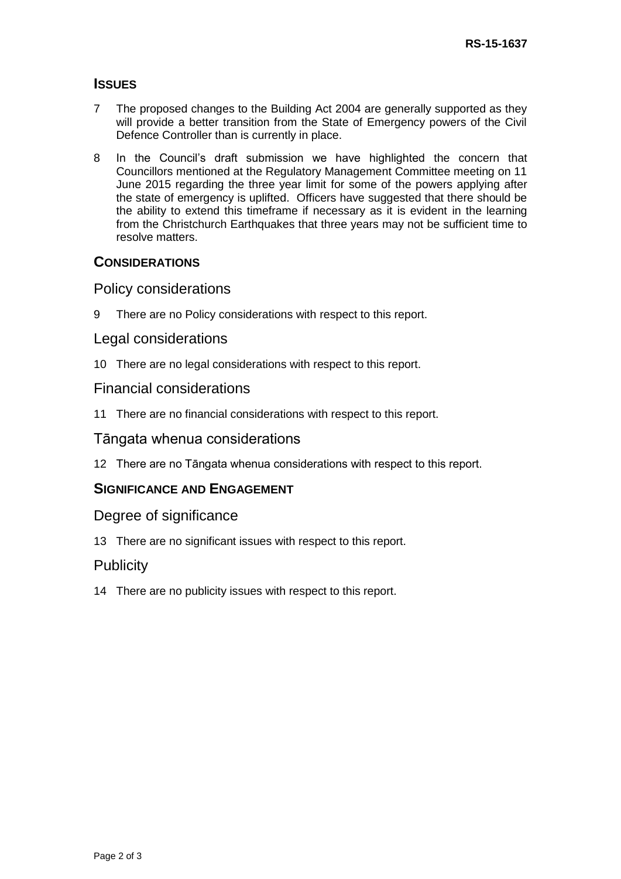## Issues

7 The proposed changes to the Building Act 2004 are generally supported as they will provide a better transition from the State of Emergency powers of the Civil Defence Controller than is currently in place.

8 In the Council's draft submission we have highlighted the concern that Councillors mentioned at the Regulatory Management Committee meeting on 11 June 2015 regarding the three year limit for some of the powers applying after the state of emergency is uplifted. Officers have suggested that there should be the ability to extend this timeframe if necessary as it is evident in the learning from the Christchurch Earthquakes that three years may not be sufficient time to resolve matters.

## Considerations

### Policy considerations

9 There are no Policy considerations with respect to this report.

### Legal considerations

10 There are no legal considerations with respect to this report.

### Financial considerations

11 There are no financial considerations with respect to this report.

### Tāngata whenua considerations

12 There are no Tāngata whenua considerations with respect to this report.

## Significance and Engagement

### Degree of significance

13 There are no significant issues with respect to this report.

### Publicity

14 There are no publicity issues with respect to this report.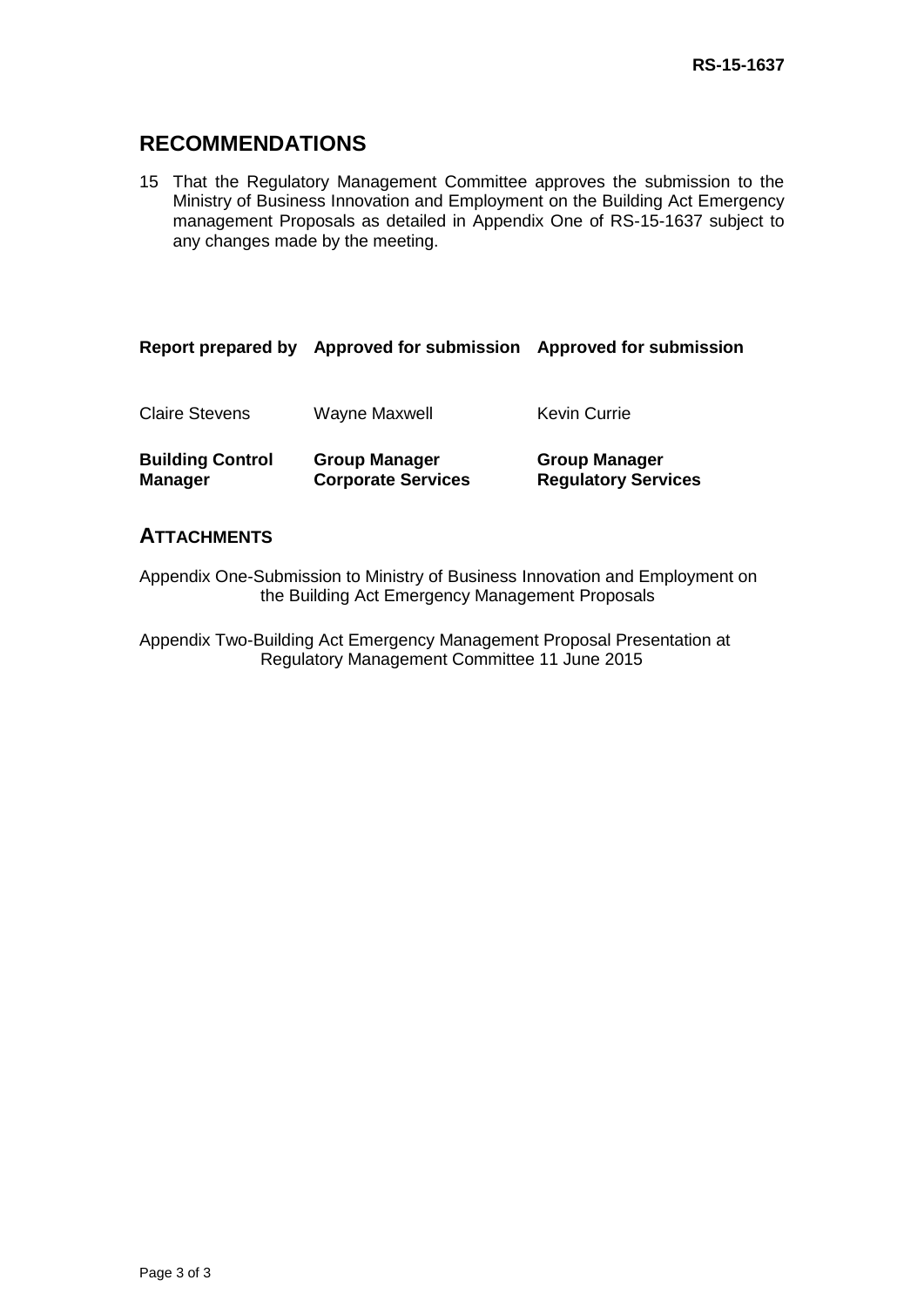## RECOMMENDATIONS

15 That the Regulatory Management Committee approves the submission to the Ministry of Business Innovation and Employment on the Building Act Emergency management Proposals as detailed in Appendix One of RS-15-1637 subject to any changes made by the meeting.

| Report prepared by | Approved for submission | Approved for submission |
|---|---|---|
| Claire Stevens | Wayne Maxwell | Kevin Currie |
| **Building Control Manager** | **Group Manager Corporate Services** | **Group Manager Regulatory Services** |

## ATTACHMENTS

Appendix One-Submission to Ministry of Business Innovation and Employment on the Building Act Emergency Management Proposals

Appendix Two-Building Act Emergency Management Proposal Presentation at Regulatory Management Committee 11 June 2015